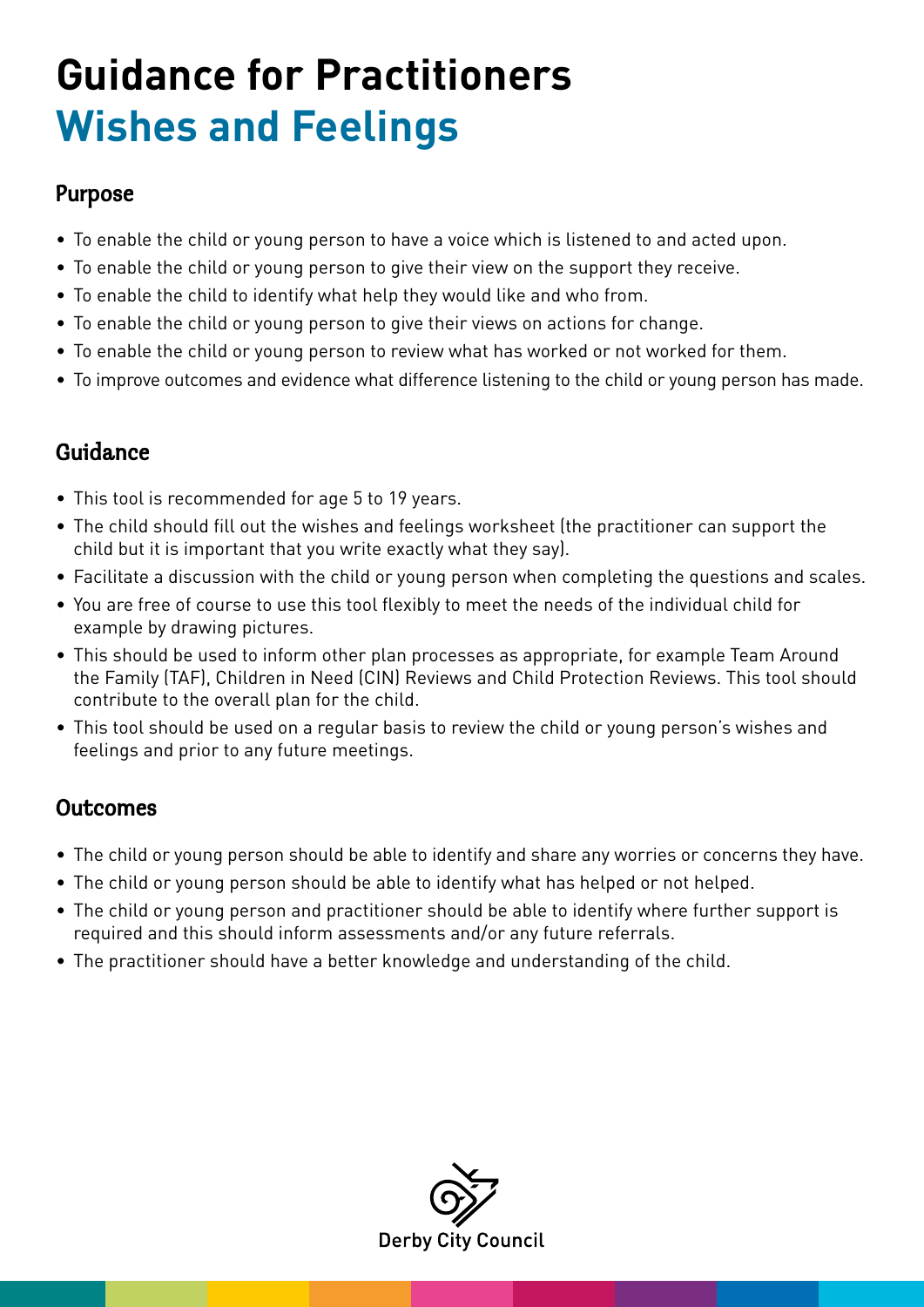# Guidance for Practitioners
# Wishes and Feelings

## Purpose

- To enable the child or young person to have a voice which is listened to and acted upon.
- To enable the child or young person to give their view on the support they receive.
- To enable the child to identify what help they would like and who from.
- To enable the child or young person to give their views on actions for change.
- To enable the child or young person to review what has worked or not worked for them.
- To improve outcomes and evidence what difference listening to the child or young person has made.

## Guidance

- This tool is recommended for age 5 to 19 years.
- The child should fill out the wishes and feelings worksheet (the practitioner can support the child but it is important that you write exactly what they say).
- Facilitate a discussion with the child or young person when completing the questions and scales.
- You are free of course to use this tool flexibly to meet the needs of the individual child for example by drawing pictures.
- This should be used to inform other plan processes as appropriate, for example Team Around the Family (TAF), Children in Need (CIN) Reviews and Child Protection Reviews. This tool should contribute to the overall plan for the child.
- This tool should be used on a regular basis to review the child or young person's wishes and feelings and prior to any future meetings.

## Outcomes

- The child or young person should be able to identify and share any worries or concerns they have.
- The child or young person should be able to identify what has helped or not helped.
- The child or young person and practitioner should be able to identify where further support is required and this should inform assessments and/or any future referrals.
- The practitioner should have a better knowledge and understanding of the child.

Derby City Council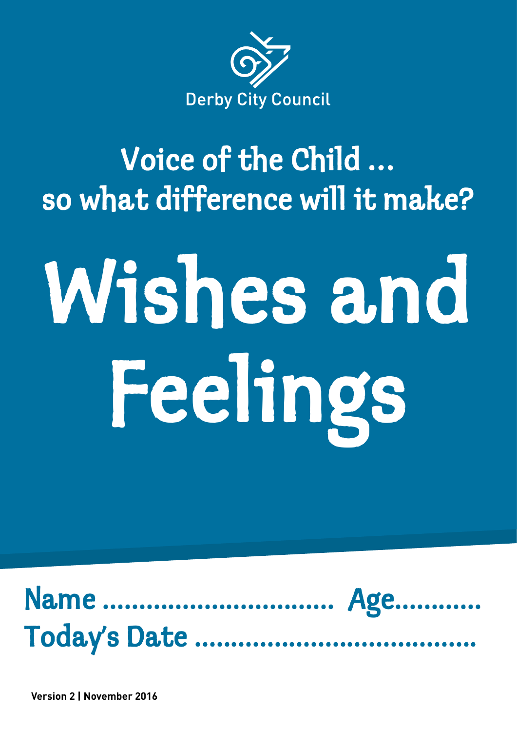Derby City Council

## Voice of the Child ... so what difference will it make?

# Wishes and Feelings

Name ................................ Age...........

Today's Date .......................................

**Version 2 | November 2016**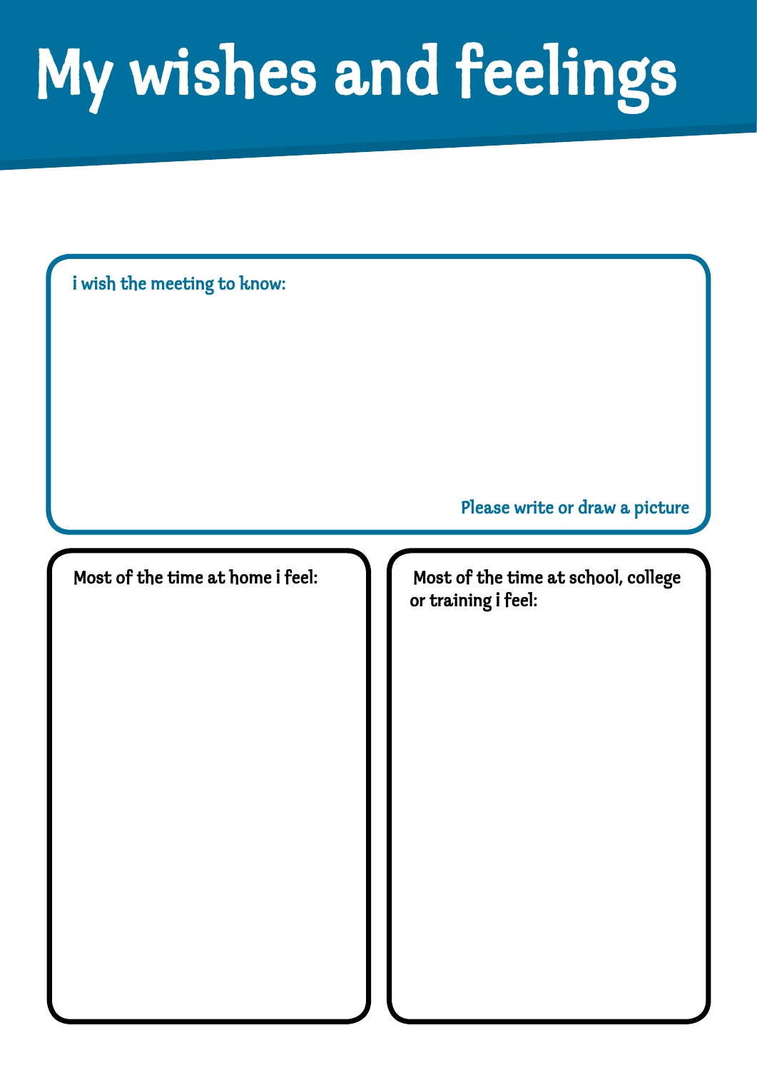# My wishes and feelings

i wish the meeting to know:

Please write or draw a picture

Most of the time at home i feel:

Most of the time at school, college or training i feel: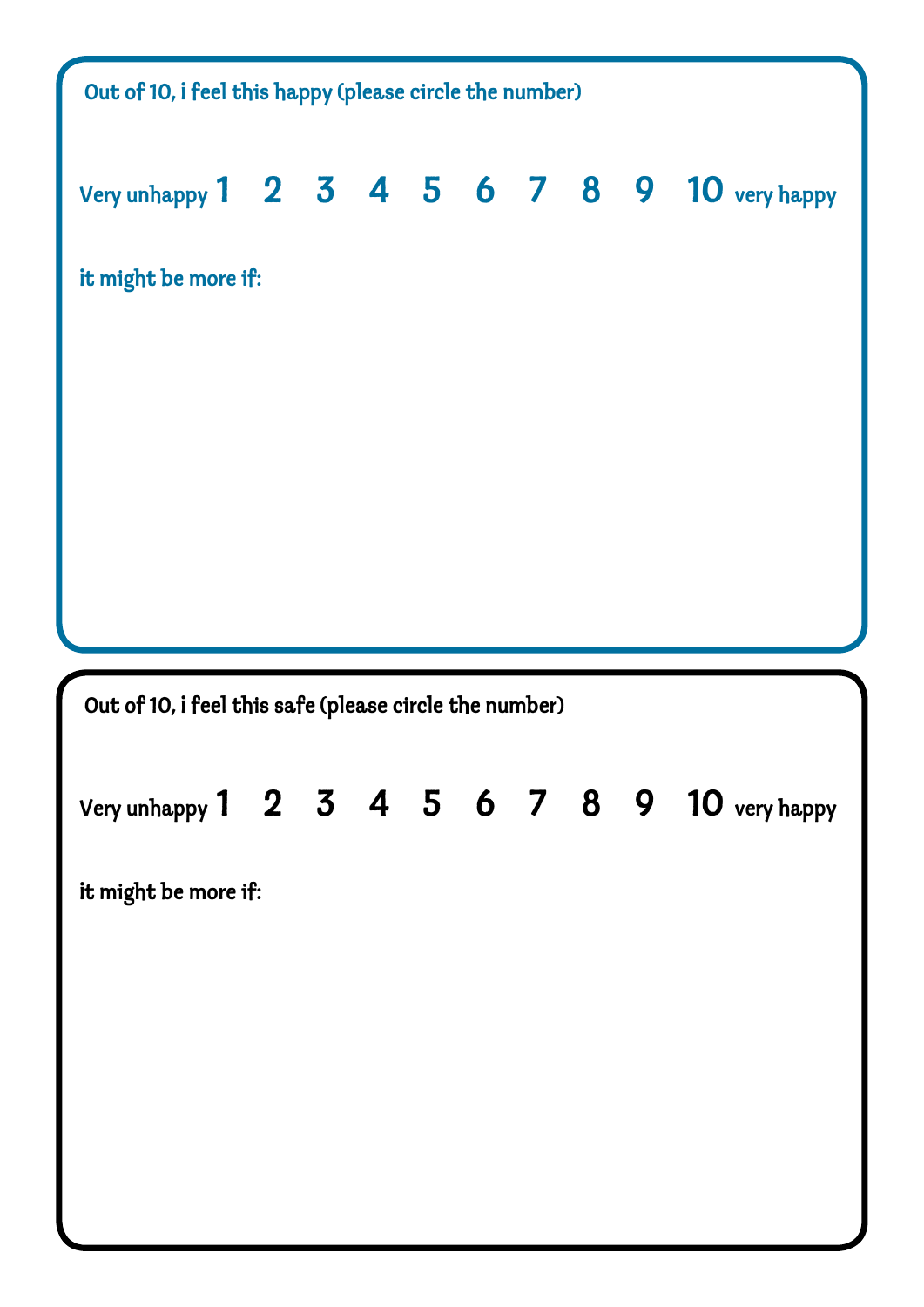Out of 10, i feel this happy (please circle the number)

Very unhappy 1 2 3 4 5 6 7 8 9 10 very happy

it might be more if:

Out of 10, i feel this safe (please circle the number)

Very unhappy 1 2 3 4 5 6 7 8 9 10 very happy

it might be more if: